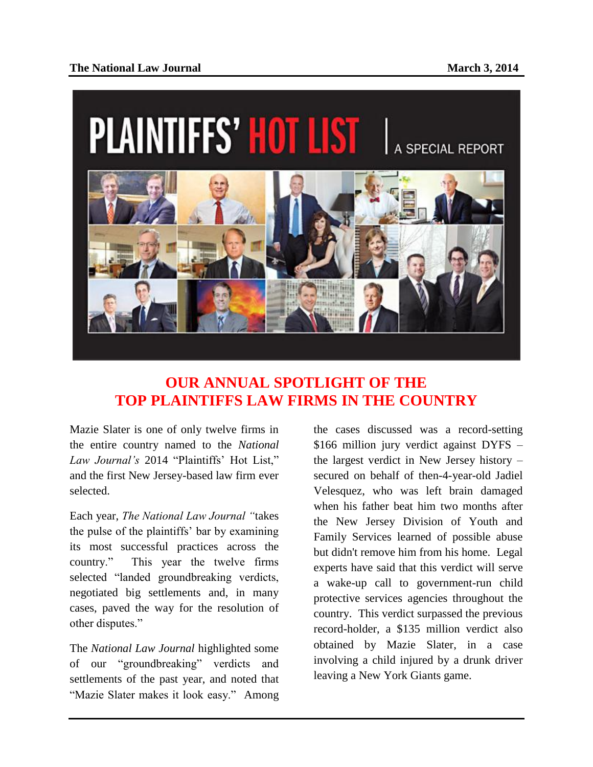# PLAINTIFFS' HOT LIST | A SPECIAL REPORT

## OUR ANNUAL SPOTLIGHT OF THE TOP PLAINTIFFS LAW FIRMS IN THE COUNTRY

Mazie Slater is one of only twelve firms in the entire country named to the *National Law Journal's* 2014 "Plaintiffs' Hot List," and the first New Jersey-based law firm ever selected.

Each year, *The National Law Journal "*takes the pulse of the plaintiffs' bar by examining its most successful practices across the country." This year the twelve firms selected "landed groundbreaking verdicts, negotiated big settlements and, in many cases, paved the way for the resolution of other disputes."

The *National Law Journal* highlighted some of our "groundbreaking" verdicts and settlements of the past year, and noted that "Mazie Slater makes it look easy." Among the cases discussed was a record-setting $166 million jury verdict against DYFS – the largest verdict in New Jersey history – secured on behalf of then-4-year-old Jadiel Velesquez, who was left brain damaged when his father beat him two months after the New Jersey Division of Youth and Family Services learned of possible abuse but didn't remove him from his home. Legal experts have said that this verdict will serve a wake-up call to government-run child protective services agencies throughout the country. This verdict surpassed the previous record-holder, a $135 million verdict also obtained by Mazie Slater, in a case involving a child injured by a drunk driver leaving a New York Giants game.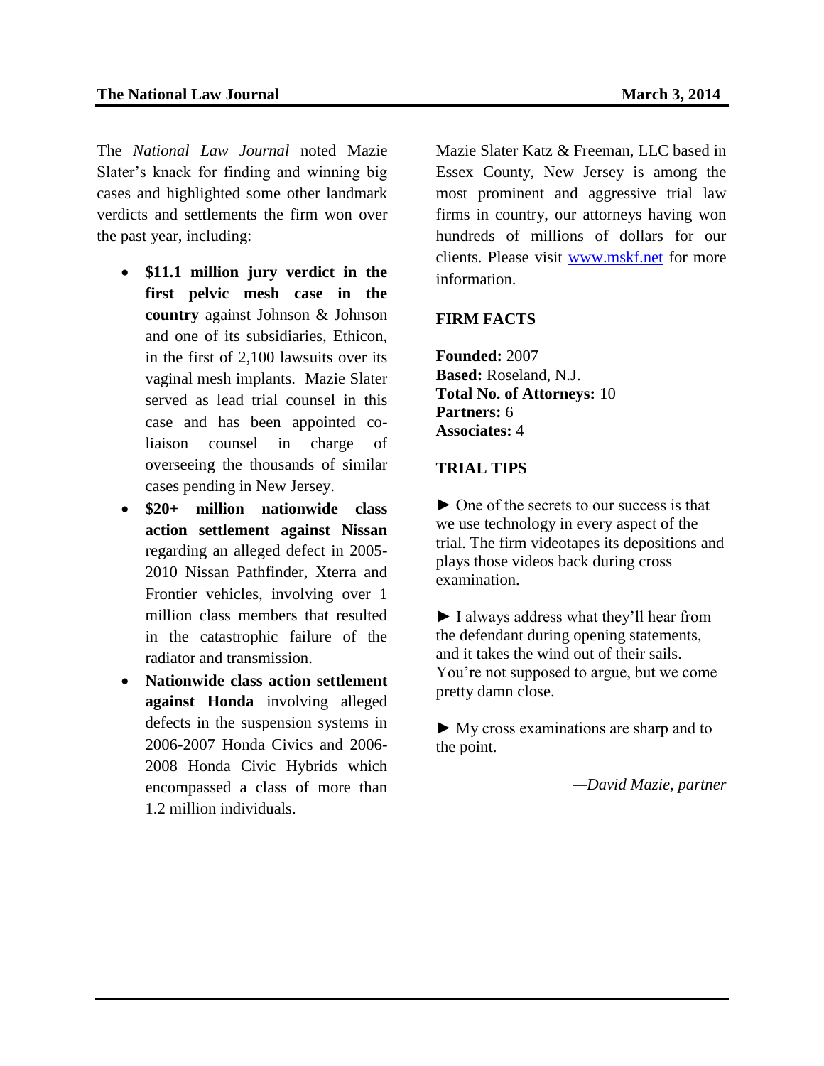The *National Law Journal* noted Mazie Slater's knack for finding and winning big cases and highlighted some other landmark verdicts and settlements the firm won over the past year, including:

- **$11.1 million jury verdict in the first pelvic mesh case in the country** against Johnson & Johnson and one of its subsidiaries, Ethicon, in the first of 2,100 lawsuits over its vaginal mesh implants. Mazie Slater served as lead trial counsel in this case and has been appointed co-liaison counsel in charge of overseeing the thousands of similar cases pending in New Jersey.
- **$20+ million nationwide class action settlement against Nissan** regarding an alleged defect in 2005-2010 Nissan Pathfinder, Xterra and Frontier vehicles, involving over 1 million class members that resulted in the catastrophic failure of the radiator and transmission.
- **Nationwide class action settlement against Honda** involving alleged defects in the suspension systems in 2006-2007 Honda Civics and 2006-2008 Honda Civic Hybrids which encompassed a class of more than 1.2 million individuals.

Mazie Slater Katz & Freeman, LLC based in Essex County, New Jersey is among the most prominent and aggressive trial law firms in country, our attorneys having won hundreds of millions of dollars for our clients. Please visit www.mskf.net for more information.

**FIRM FACTS**

**Founded:** 2007
**Based:** Roseland, N.J.
**Total No. of Attorneys:** 10
**Partners:** 6
**Associates:** 4

**TRIAL TIPS**

► One of the secrets to our success is that we use technology in every aspect of the trial. The firm videotapes its depositions and plays those videos back during cross examination.

► I always address what they'll hear from the defendant during opening statements, and it takes the wind out of their sails. You're not supposed to argue, but we come pretty damn close.

► My cross examinations are sharp and to the point.

*—David Mazie, partner*